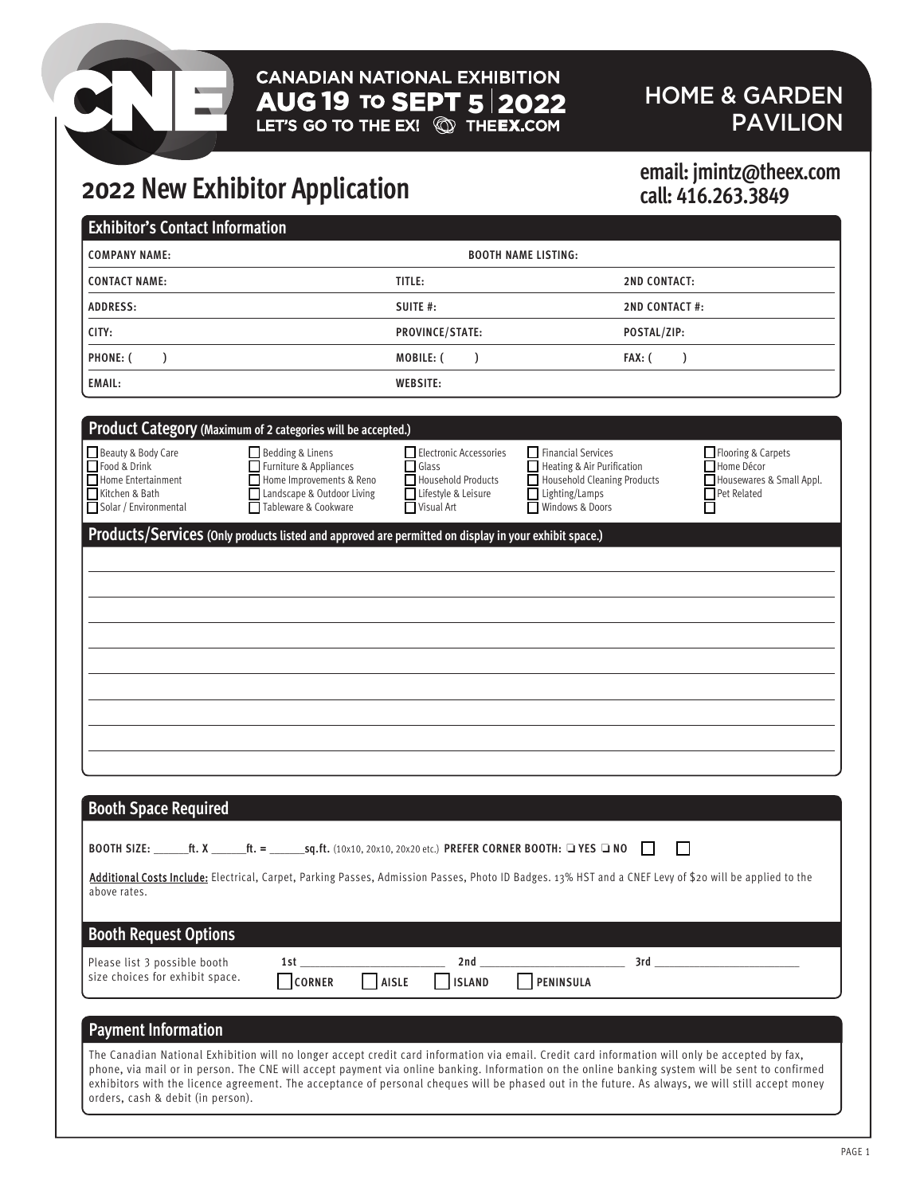CANADIAN NATIONAL EXHIBITION
AUG 19 TO SEPT 5 | 2022
LET'S GO TO THE EX! THEEX.COM

HOME & GARDEN PAVILION

# 2022 New Exhibitor Application

**email: jmintz@theex.com**
**call: 416.263.3849**

## Exhibitor's Contact Information

| | | |
|---|---|---|
| COMPANY NAME: | BOOTH NAME LISTING: | |
| CONTACT NAME: | TITLE: | 2ND CONTACT: |
| ADDRESS: | SUITE #: | 2ND CONTACT #: |
| CITY: | PROVINCE/STATE: | POSTAL/ZIP: |
| PHONE: ( ) | MOBILE: ( ) | FAX: ( ) |
| EMAIL: | WEBSITE: | |

## Product Category (Maximum of 2 categories will be accepted.)

| | | | | |
|---|---|---|---|---|
| ☐ Beauty & Body Care | ☐ Bedding & Linens | ☐ Electronic Accessories | ☐ Financial Services | ☐ Flooring & Carpets |
| ☐ Food & Drink | ☐ Furniture & Appliances | ☐ Glass | ☐ Heating & Air Purification | ☐ Home Décor |
| ☐ Home Entertainment | ☐ Home Improvements & Reno | ☐ Household Products | ☐ Household Cleaning Products | ☐ Housewares & Small Appl. |
| ☐ Kitchen & Bath | ☐ Landscape & Outdoor Living | ☐ Lifestyle & Leisure | ☐ Lighting/Lamps | ☐ Pet Related |
| ☐ Solar / Environmental | ☐ Tableware & Cookware | ☐ Visual Art | ☐ Windows & Doors | ☐ |

## Products/Services (Only products listed and approved are permitted on display in your exhibit space.)

______________________________________________________________________

______________________________________________________________________

______________________________________________________________________

______________________________________________________________________

______________________________________________________________________

______________________________________________________________________

______________________________________________________________________

______________________________________________________________________

## Booth Space Required

BOOTH SIZE: ______ft. X ______ft. = ______sq.ft. (10x10, 20x10, 20x20 etc.) PREFER CORNER BOOTH: ❑ YES ❑ NO ☐ ☐

Additional Costs Include: Electrical, Carpet, Parking Passes, Admission Passes, Photo ID Badges. 13% HST and a CNEF Levy of $20 will be applied to the above rates.

## Booth Request Options

Please list 3 possible booth size choices for exhibit space. 1st ______________ 2nd ______________ 3rd ______________

☐ CORNER ☐ AISLE ☐ ISLAND ☐ PENINSULA

## Payment Information

The Canadian National Exhibition will no longer accept credit card information via email. Credit card information will only be accepted by fax, phone, via mail or in person. The CNE will accept payment via online banking. Information on the online banking system will be sent to confirmed exhibitors with the licence agreement. The acceptance of personal cheques will be phased out in the future. As always, we will still accept money orders, cash & debit (in person).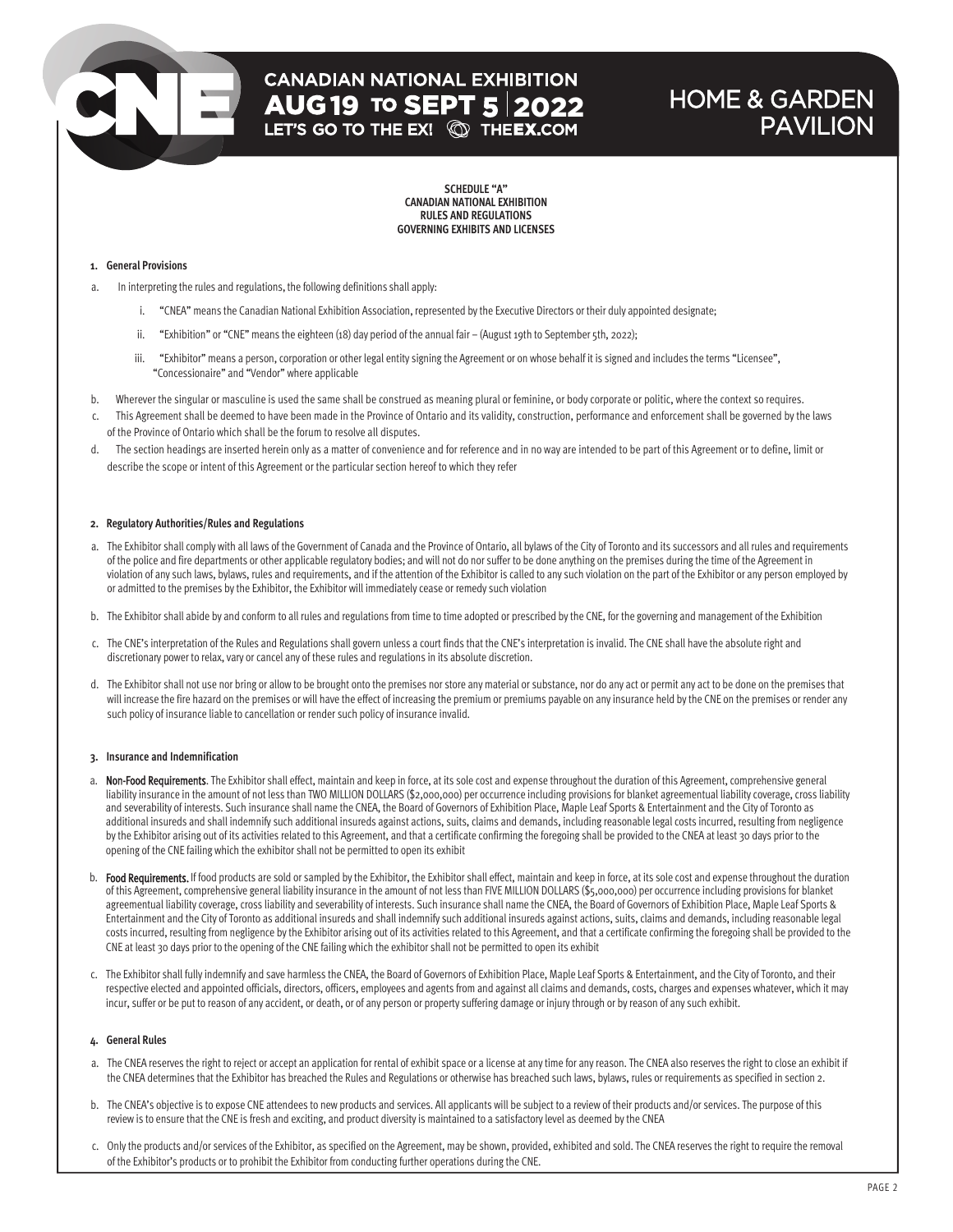SCHEDULE "A"
CANADIAN NATIONAL EXHIBITION
RULES AND REGULATIONS
GOVERNING EXHIBITS AND LICENSES

**1. General Provisions**

a. In interpreting the rules and regulations, the following definitions shall apply:

i. "CNEA" means the Canadian National Exhibition Association, represented by the Executive Directors or their duly appointed designate;

ii. "Exhibition" or "CNE" means the eighteen (18) day period of the annual fair – (August 19th to September 5th, 2022);

iii. "Exhibitor" means a person, corporation or other legal entity signing the Agreement or on whose behalf it is signed and includes the terms "Licensee", "Concessionaire" and "Vendor" where applicable

b. Wherever the singular or masculine is used the same shall be construed as meaning plural or feminine, or body corporate or politic, where the context so requires.

c. This Agreement shall be deemed to have been made in the Province of Ontario and its validity, construction, performance and enforcement shall be governed by the laws of the Province of Ontario which shall be the forum to resolve all disputes.

d. The section headings are inserted herein only as a matter of convenience and for reference and in no way are intended to be part of this Agreement or to define, limit or describe the scope or intent of this Agreement or the particular section hereof to which they refer

**2. Regulatory Authorities/Rules and Regulations**

a. The Exhibitor shall comply with all laws of the Government of Canada and the Province of Ontario, all bylaws of the City of Toronto and its successors and all rules and requirements of the police and fire departments or other applicable regulatory bodies; and will not do nor suffer to be done anything on the premises during the time of the Agreement in violation of any such laws, bylaws, rules and requirements, and if the attention of the Exhibitor is called to any such violation on the part of the Exhibitor or any person employed by or admitted to the premises by the Exhibitor, the Exhibitor will immediately cease or remedy such violation

b. The Exhibitor shall abide by and conform to all rules and regulations from time to time adopted or prescribed by the CNE, for the governing and management of the Exhibition

c. The CNE's interpretation of the Rules and Regulations shall govern unless a court finds that the CNE's interpretation is invalid. The CNE shall have the absolute right and discretionary power to relax, vary or cancel any of these rules and regulations in its absolute discretion.

d. The Exhibitor shall not use nor bring or allow to be brought onto the premises nor store any material or substance, nor do any act or permit any act to be done on the premises that will increase the fire hazard on the premises or will have the effect of increasing the premium or premiums payable on any insurance held by the CNE on the premises or render any such policy of insurance liable to cancellation or render such policy of insurance invalid.

**3. Insurance and Indemnification**

a. **Non-Food Requirements**. The Exhibitor shall effect, maintain and keep in force, at its sole cost and expense throughout the duration of this Agreement, comprehensive general liability insurance in the amount of not less than TWO MILLION DOLLARS ($2,000,000) per occurrence including provisions for blanket agreementual liability coverage, cross liability and severability of interests. Such insurance shall name the CNEA, the Board of Governors of Exhibition Place, Maple Leaf Sports & Entertainment and the City of Toronto as additional insureds and shall indemnify such additional insureds against actions, suits, claims and demands, including reasonable legal costs incurred, resulting from negligence by the Exhibitor arising out of its activities related to this Agreement, and that a certificate confirming the foregoing shall be provided to the CNEA at least 30 days prior to the opening of the CNE failing which the exhibitor shall not be permitted to open its exhibit

b. **Food Requirements.** If food products are sold or sampled by the Exhibitor, the Exhibitor shall effect, maintain and keep in force, at its sole cost and expense throughout the duration of this Agreement, comprehensive general liability insurance in the amount of not less than FIVE MILLION DOLLARS ($5,000,000) per occurrence including provisions for blanket agreementual liability coverage, cross liability and severability of interests. Such insurance shall name the CNEA, the Board of Governors of Exhibition Place, Maple Leaf Sports & Entertainment and the City of Toronto as additional insureds and shall indemnify such additional insureds against actions, suits, claims and demands, including reasonable legal costs incurred, resulting from negligence by the Exhibitor arising out of its activities related to this Agreement, and that a certificate confirming the foregoing shall be provided to the CNE at least 30 days prior to the opening of the CNE failing which the exhibitor shall not be permitted to open its exhibit

c. The Exhibitor shall fully indemnify and save harmless the CNEA, the Board of Governors of Exhibition Place, Maple Leaf Sports & Entertainment, and the City of Toronto, and their respective elected and appointed officials, directors, officers, employees and agents from and against all claims and demands, costs, charges and expenses whatever, which it may incur, suffer or be put to reason of any accident, or death, or of any person or property suffering damage or injury through or by reason of any such exhibit.

**4. General Rules**

a. The CNEA reserves the right to reject or accept an application for rental of exhibit space or a license at any time for any reason. The CNEA also reserves the right to close an exhibit if the CNEA determines that the Exhibitor has breached the Rules and Regulations or otherwise has breached such laws, bylaws, rules or requirements as specified in section 2.

b. The CNEA's objective is to expose CNE attendees to new products and services. All applicants will be subject to a review of their products and/or services. The purpose of this review is to ensure that the CNE is fresh and exciting, and product diversity is maintained to a satisfactory level as deemed by the CNEA

c. Only the products and/or services of the Exhibitor, as specified on the Agreement, may be shown, provided, exhibited and sold. The CNEA reserves the right to require the removal of the Exhibitor's products or to prohibit the Exhibitor from conducting further operations during the CNE.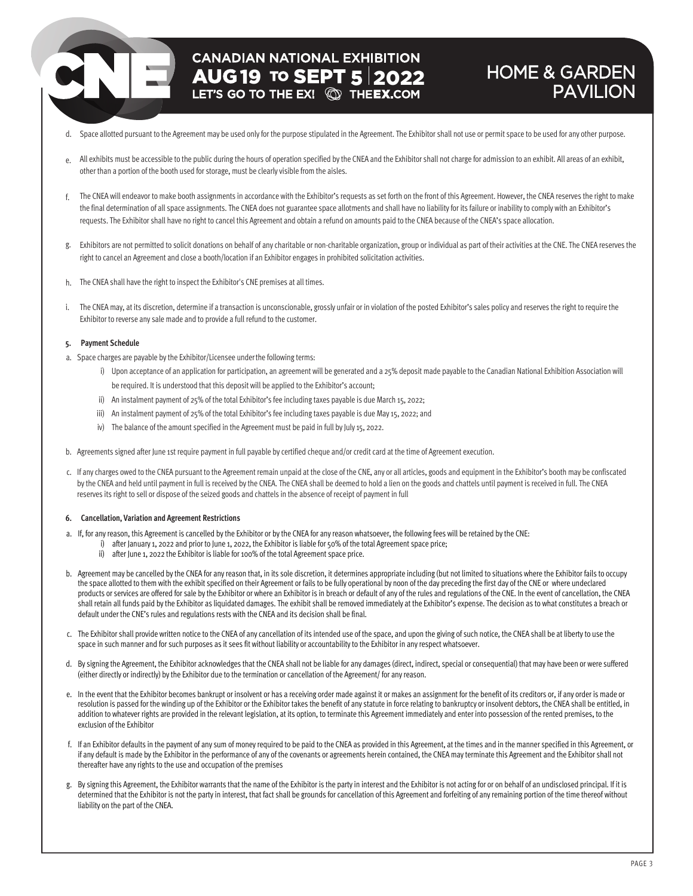d. Space allotted pursuant to the Agreement may be used only for the purpose stipulated in the Agreement. The Exhibitor shall not use or permit space to be used for any other purpose.

e. All exhibits must be accessible to the public during the hours of operation specified by the CNEA and the Exhibitor shall not charge for admission to an exhibit. All areas of an exhibit, other than a portion of the booth used for storage, must be clearly visible from the aisles.

f. The CNEA will endeavor to make booth assignments in accordance with the Exhibitor's requests as set forth on the front of this Agreement. However, the CNEA reserves the right to make the final determination of all space assignments. The CNEA does not guarantee space allotments and shall have no liability for its failure or inability to comply with an Exhibitor's requests. The Exhibitor shall have no right to cancel this Agreement and obtain a refund on amounts paid to the CNEA because of the CNEA's space allocation.

g. Exhibitors are not permitted to solicit donations on behalf of any charitable or non-charitable organization, group or individual as part of their activities at the CNE. The CNEA reserves the right to cancel an Agreement and close a booth/location if an Exhibitor engages in prohibited solicitation activities.

h. The CNEA shall have the right to inspect the Exhibitor's CNE premises at all times.

i. The CNEA may, at its discretion, determine if a transaction is unconscionable, grossly unfair or in violation of the posted Exhibitor's sales policy and reserves the right to require the Exhibitor to reverse any sale made and to provide a full refund to the customer.

**5. Payment Schedule**

a. Space charges are payable by the Exhibitor/Licensee under the following terms:

i) Upon acceptance of an application for participation, an agreement will be generated and a 25% deposit made payable to the Canadian National Exhibition Association will be required. It is understood that this deposit will be applied to the Exhibitor's account;

ii) An instalment payment of 25% of the total Exhibitor's fee including taxes payable is due March 15, 2022;

iii) An instalment payment of 25% of the total Exhibitor's fee including taxes payable is due May 15, 2022; and

iv) The balance of the amount specified in the Agreement must be paid in full by July 15, 2022.

b. Agreements signed after June 1st require payment in full payable by certified cheque and/or credit card at the time of Agreement execution.

c. If any charges owed to the CNEA pursuant to the Agreement remain unpaid at the close of the CNE, any or all articles, goods and equipment in the Exhibitor's booth may be confiscated by the CNEA and held until payment in full is received by the CNEA. The CNEA shall be deemed to hold a lien on the goods and chattels until payment is received in full. The CNEA reserves its right to sell or dispose of the seized goods and chattels in the absence of receipt of payment in full

**6. Cancellation, Variation and Agreement Restrictions**

a. If, for any reason, this Agreement is cancelled by the Exhibitor or by the CNEA for any reason whatsoever, the following fees will be retained by the CNE:

i) after January 1, 2022 and prior to June 1, 2022, the Exhibitor is liable for 50% of the total Agreement space price;

ii) after June 1, 2022 the Exhibitor is liable for 100% of the total Agreement space price.

b. Agreement may be cancelled by the CNEA for any reason that, in its sole discretion, it determines appropriate including (but not limited to situations where the Exhibitor fails to occupy the space allotted to them with the exhibit specified on their Agreement or fails to be fully operational by noon of the day preceding the first day of the CNE or where undeclared products or services are offered for sale by the Exhibitor or where an Exhibitor is in breach or default of any of the rules and regulations of the CNE. In the event of cancellation, the CNEA shall retain all funds paid by the Exhibitor as liquidated damages. The exhibit shall be removed immediately at the Exhibitor's expense. The decision as to what constitutes a breach or default under the CNE's rules and regulations rests with the CNEA and its decision shall be final.

c. The Exhibitor shall provide written notice to the CNEA of any cancellation of its intended use of the space, and upon the giving of such notice, the CNEA shall be at liberty to use the space in such manner and for such purposes as it sees fit without liability or accountability to the Exhibitor in any respect whatsoever.

d. By signing the Agreement, the Exhibitor acknowledges that the CNEA shall not be liable for any damages (direct, indirect, special or consequential) that may have been or were suffered (either directly or indirectly) by the Exhibitor due to the termination or cancellation of the Agreement/ for any reason.

e. In the event that the Exhibitor becomes bankrupt or insolvent or has a receiving order made against it or makes an assignment for the benefit of its creditors or, if any order is made or resolution is passed for the winding up of the Exhibitor or the Exhibitor takes the benefit of any statute in force relating to bankruptcy or insolvent debtors, the CNEA shall be entitled, in addition to whatever rights are provided in the relevant legislation, at its option, to terminate this Agreement immediately and enter into possession of the rented premises, to the exclusion of the Exhibitor

f. If an Exhibitor defaults in the payment of any sum of money required to be paid to the CNEA as provided in this Agreement, at the times and in the manner specified in this Agreement, or if any default is made by the Exhibitor in the performance of any of the covenants or agreements herein contained, the CNEA may terminate this Agreement and the Exhibitor shall not thereafter have any rights to the use and occupation of the premises

g. By signing this Agreement, the Exhibitor warrants that the name of the Exhibitor is the party in interest and the Exhibitor is not acting for or on behalf of an undisclosed principal. If it is determined that the Exhibitor is not the party in interest, that fact shall be grounds for cancellation of this Agreement and forfeiting of any remaining portion of the time thereof without liability on the part of the CNEA.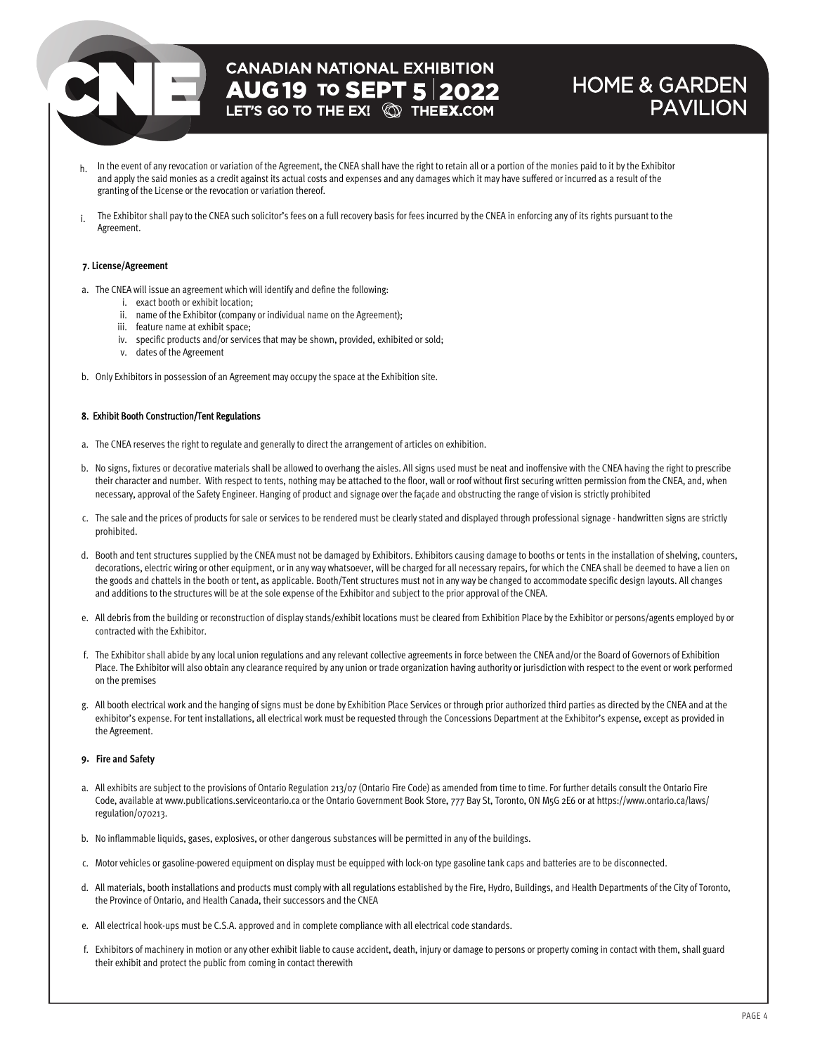h. In the event of any revocation or variation of the Agreement, the CNEA shall have the right to retain all or a portion of the monies paid to it by the Exhibitor and apply the said monies as a credit against its actual costs and expenses and any damages which it may have suffered or incurred as a result of the granting of the License or the revocation or variation thereof.

i. The Exhibitor shall pay to the CNEA such solicitor's fees on a full recovery basis for fees incurred by the CNEA in enforcing any of its rights pursuant to the Agreement.

**7. License/Agreement**

a. The CNEA will issue an agreement which will identify and define the following:
   i. exact booth or exhibit location;
   ii. name of the Exhibitor (company or individual name on the Agreement);
   iii. feature name at exhibit space;
   iv. specific products and/or services that may be shown, provided, exhibited or sold;
   v. dates of the Agreement

b. Only Exhibitors in possession of an Agreement may occupy the space at the Exhibition site.

**8. Exhibit Booth Construction/Tent Regulations**

a. The CNEA reserves the right to regulate and generally to direct the arrangement of articles on exhibition.

b. No signs, fixtures or decorative materials shall be allowed to overhang the aisles. All signs used must be neat and inoffensive with the CNEA having the right to prescribe their character and number. With respect to tents, nothing may be attached to the floor, wall or roof without first securing written permission from the CNEA, and, when necessary, approval of the Safety Engineer. Hanging of product and signage over the façade and obstructing the range of vision is strictly prohibited

c. The sale and the prices of products for sale or services to be rendered must be clearly stated and displayed through professional signage - handwritten signs are strictly prohibited.

d. Booth and tent structures supplied by the CNEA must not be damaged by Exhibitors. Exhibitors causing damage to booths or tents in the installation of shelving, counters, decorations, electric wiring or other equipment, or in any way whatsoever, will be charged for all necessary repairs, for which the CNEA shall be deemed to have a lien on the goods and chattels in the booth or tent, as applicable. Booth/Tent structures must not in any way be changed to accommodate specific design layouts. All changes and additions to the structures will be at the sole expense of the Exhibitor and subject to the prior approval of the CNEA.

e. All debris from the building or reconstruction of display stands/exhibit locations must be cleared from Exhibition Place by the Exhibitor or persons/agents employed by or contracted with the Exhibitor.

f. The Exhibitor shall abide by any local union regulations and any relevant collective agreements in force between the CNEA and/or the Board of Governors of Exhibition Place. The Exhibitor will also obtain any clearance required by any union or trade organization having authority or jurisdiction with respect to the event or work performed on the premises

g. All booth electrical work and the hanging of signs must be done by Exhibition Place Services or through prior authorized third parties as directed by the CNEA and at the exhibitor's expense. For tent installations, all electrical work must be requested through the Concessions Department at the Exhibitor's expense, except as provided in the Agreement.

**9. Fire and Safety**

a. All exhibits are subject to the provisions of Ontario Regulation 213/07 (Ontario Fire Code) as amended from time to time. For further details consult the Ontario Fire Code, available at www.publications.serviceontario.ca or the Ontario Government Book Store, 777 Bay St, Toronto, ON M5G 2E6 or at https://www.ontario.ca/laws/regulation/070213.

b. No inflammable liquids, gases, explosives, or other dangerous substances will be permitted in any of the buildings.

c. Motor vehicles or gasoline-powered equipment on display must be equipped with lock-on type gasoline tank caps and batteries are to be disconnected.

d. All materials, booth installations and products must comply with all regulations established by the Fire, Hydro, Buildings, and Health Departments of the City of Toronto, the Province of Ontario, and Health Canada, their successors and the CNEA

e. All electrical hook-ups must be C.S.A. approved and in complete compliance with all electrical code standards.

f. Exhibitors of machinery in motion or any other exhibit liable to cause accident, death, injury or damage to persons or property coming in contact with them, shall guard their exhibit and protect the public from coming in contact therewith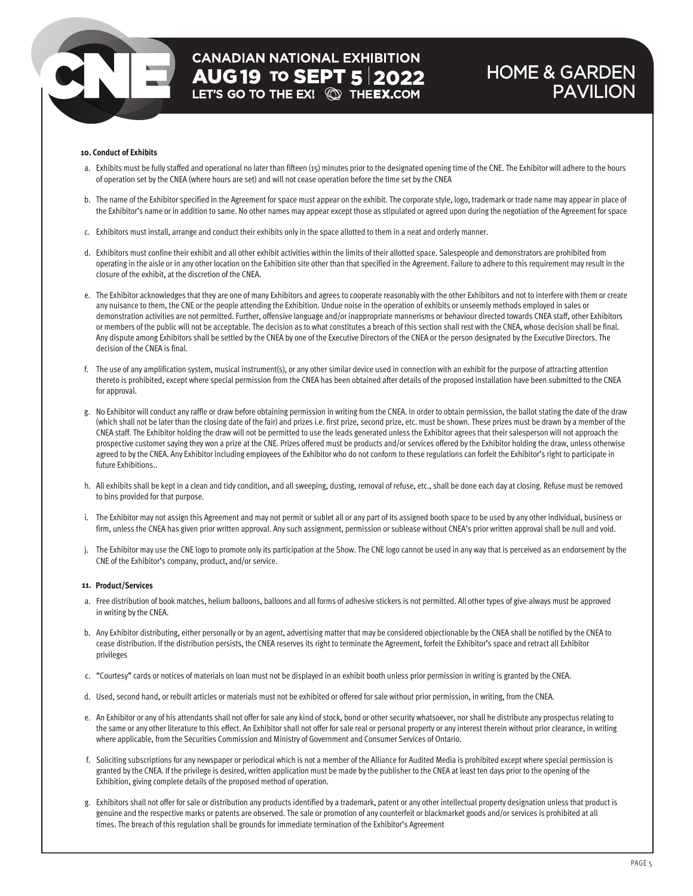#### 10. Conduct of Exhibits

a. Exhibits must be fully staffed and operational no later than fifteen (15) minutes prior to the designated opening time of the CNE. The Exhibitor will adhere to the hours of operation set by the CNEA (where hours are set) and will not cease operation before the time set by the CNEA

b. The name of the Exhibitor specified in the Agreement for space must appear on the exhibit. The corporate style, logo, trademark or trade name may appear in place of the Exhibitor's name or in addition to same. No other names may appear except those as stipulated or agreed upon during the negotiation of the Agreement for space

c. Exhibitors must install, arrange and conduct their exhibits only in the space allotted to them in a neat and orderly manner.

d. Exhibitors must confine their exhibit and all other exhibit activities within the limits of their allotted space. Salespeople and demonstrators are prohibited from operating in the aisle or in any other location on the Exhibition site other than that specified in the Agreement. Failure to adhere to this requirement may result in the closure of the exhibit, at the discretion of the CNEA.

e. The Exhibitor acknowledges that they are one of many Exhibitors and agrees to cooperate reasonably with the other Exhibitors and not to interfere with them or create any nuisance to them, the CNE or the people attending the Exhibition. Undue noise in the operation of exhibits or unseemly methods employed in sales or demonstration activities are not permitted. Further, offensive language and/or inappropriate mannerisms or behaviour directed towards CNEA staff, other Exhibitors or members of the public will not be acceptable. The decision as to what constitutes a breach of this section shall rest with the CNEA, whose decision shall be final. Any dispute among Exhibitors shall be settled by the CNEA by one of the Executive Directors of the CNEA or the person designated by the Executive Directors. The decision of the CNEA is final.

f. The use of any amplification system, musical instrument(s), or any other similar device used in connection with an exhibit for the purpose of attracting attention thereto is prohibited, except where special permission from the CNEA has been obtained after details of the proposed installation have been submitted to the CNEA for approval.

g. No Exhibitor will conduct any raffle or draw before obtaining permission in writing from the CNEA. In order to obtain permission, the ballot stating the date of the draw (which shall not be later than the closing date of the fair) and prizes i.e. first prize, second prize, etc. must be shown. These prizes must be drawn by a member of the CNEA staff. The Exhibitor holding the draw will not be permitted to use the leads generated unless the Exhibitor agrees that their salesperson will not approach the prospective customer saying they won a prize at the CNE. Prizes offered must be products and/or services offered by the Exhibitor holding the draw, unless otherwise agreed to by the CNEA. Any Exhibitor including employees of the Exhibitor who do not conform to these regulations can forfeit the Exhibitor's right to participate in future Exhibitions..

h. All exhibits shall be kept in a clean and tidy condition, and all sweeping, dusting, removal of refuse, etc., shall be done each day at closing. Refuse must be removed to bins provided for that purpose.

i. The Exhibitor may not assign this Agreement and may not permit or sublet all or any part of its assigned booth space to be used by any other individual, business or firm, unless the CNEA has given prior written approval. Any such assignment, permission or sublease without CNEA's prior written approval shall be null and void.

j. The Exhibitor may use the CNE logo to promote only its participation at the Show. The CNE logo cannot be used in any way that is perceived as an endorsement by the CNE of the Exhibitor's company, product, and/or service.

#### 11. Product/Services

a. Free distribution of book matches, helium balloons, balloons and all forms of adhesive stickers is not permitted. All other types of give-always must be approved in writing by the CNEA.

b. Any Exhibitor distributing, either personally or by an agent, advertising matter that may be considered objectionable by the CNEA shall be notified by the CNEA to cease distribution. If the distribution persists, the CNEA reserves its right to terminate the Agreement, forfeit the Exhibitor's space and retract all Exhibitor privileges

c. "Courtesy" cards or notices of materials on loan must not be displayed in an exhibit booth unless prior permission in writing is granted by the CNEA.

d. Used, second hand, or rebuilt articles or materials must not be exhibited or offered for sale without prior permission, in writing, from the CNEA.

e. An Exhibitor or any of his attendants shall not offer for sale any kind of stock, bond or other security whatsoever, nor shall he distribute any prospectus relating to the same or any other literature to this effect. An Exhibitor shall not offer for sale real or personal property or any interest therein without prior clearance, in writing where applicable, from the Securities Commission and Ministry of Government and Consumer Services of Ontario.

f. Soliciting subscriptions for any newspaper or periodical which is not a member of the Alliance for Audited Media is prohibited except where special permission is granted by the CNEA. If the privilege is desired, written application must be made by the publisher to the CNEA at least ten days prior to the opening of the Exhibition, giving complete details of the proposed method of operation.

g. Exhibitors shall not offer for sale or distribution any products identified by a trademark, patent or any other intellectual property designation unless that product is genuine and the respective marks or patents are observed. The sale or promotion of any counterfeit or blackmarket goods and/or services is prohibited at all times. The breach of this regulation shall be grounds for immediate termination of the Exhibitor's Agreement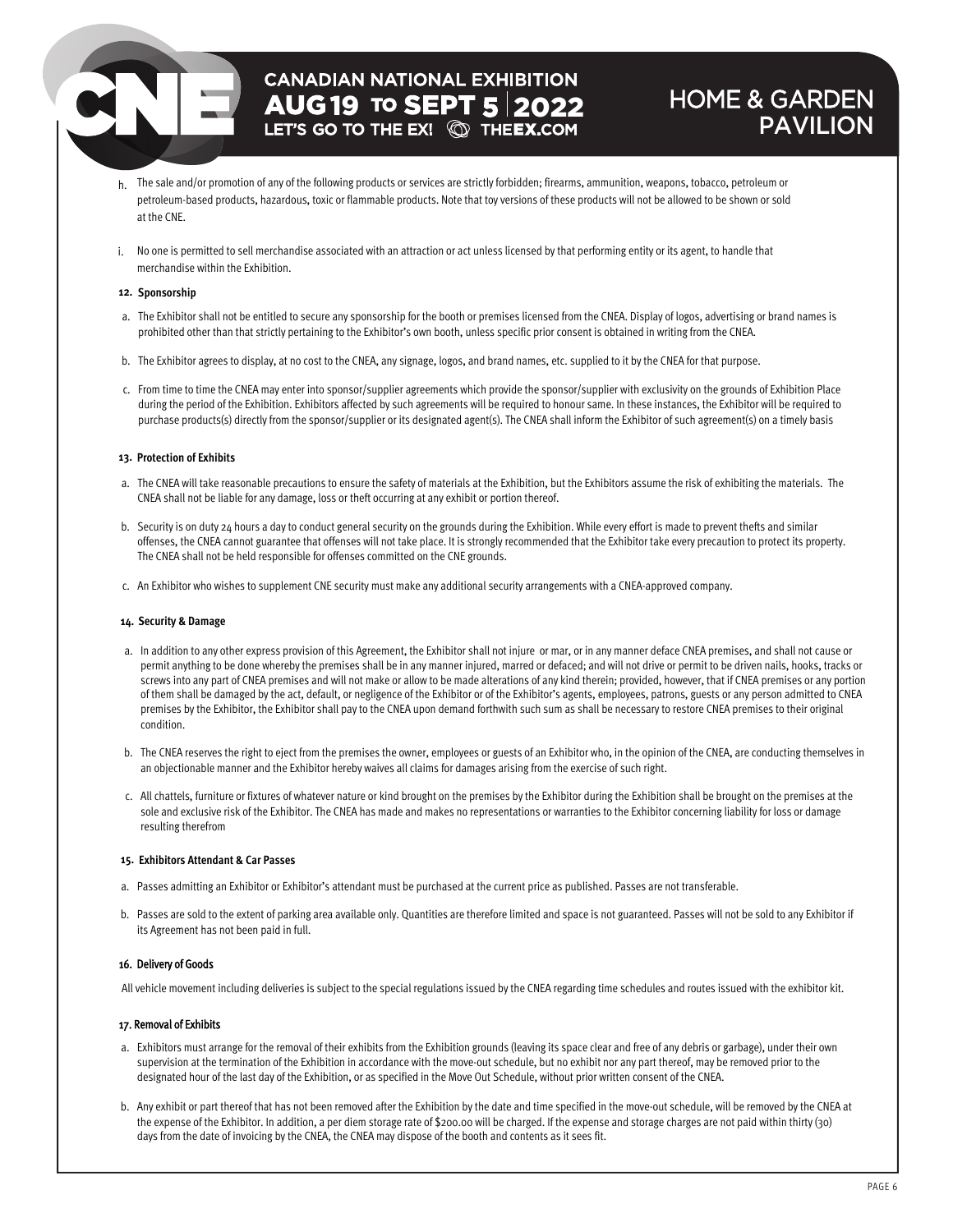h. The sale and/or promotion of any of the following products or services are strictly forbidden; firearms, ammunition, weapons, tobacco, petroleum or petroleum-based products, hazardous, toxic or flammable products. Note that toy versions of these products will not be allowed to be shown or sold at the CNE.

i. No one is permitted to sell merchandise associated with an attraction or act unless licensed by that performing entity or its agent, to handle that merchandise within the Exhibition.

**12. Sponsorship**

a. The Exhibitor shall not be entitled to secure any sponsorship for the booth or premises licensed from the CNEA. Display of logos, advertising or brand names is prohibited other than that strictly pertaining to the Exhibitor's own booth, unless specific prior consent is obtained in writing from the CNEA.

b. The Exhibitor agrees to display, at no cost to the CNEA, any signage, logos, and brand names, etc. supplied to it by the CNEA for that purpose.

c. From time to time the CNEA may enter into sponsor/supplier agreements which provide the sponsor/supplier with exclusivity on the grounds of Exhibition Place during the period of the Exhibition. Exhibitors affected by such agreements will be required to honour same. In these instances, the Exhibitor will be required to purchase products(s) directly from the sponsor/supplier or its designated agent(s). The CNEA shall inform the Exhibitor of such agreement(s) on a timely basis

**13. Protection of Exhibits**

a. The CNEA will take reasonable precautions to ensure the safety of materials at the Exhibition, but the Exhibitors assume the risk of exhibiting the materials. The CNEA shall not be liable for any damage, loss or theft occurring at any exhibit or portion thereof.

b. Security is on duty 24 hours a day to conduct general security on the grounds during the Exhibition. While every effort is made to prevent thefts and similar offenses, the CNEA cannot guarantee that offenses will not take place. It is strongly recommended that the Exhibitor take every precaution to protect its property. The CNEA shall not be held responsible for offenses committed on the CNE grounds.

c. An Exhibitor who wishes to supplement CNE security must make any additional security arrangements with a CNEA-approved company.

**14. Security & Damage**

a. In addition to any other express provision of this Agreement, the Exhibitor shall not injure or mar, or in any manner deface CNEA premises, and shall not cause or permit anything to be done whereby the premises shall be in any manner injured, marred or defaced; and will not drive or permit to be driven nails, hooks, tracks or screws into any part of CNEA premises and will not make or allow to be made alterations of any kind therein; provided, however, that if CNEA premises or any portion of them shall be damaged by the act, default, or negligence of the Exhibitor or of the Exhibitor's agents, employees, patrons, guests or any person admitted to CNEA premises by the Exhibitor, the Exhibitor shall pay to the CNEA upon demand forthwith such sum as shall be necessary to restore CNEA premises to their original condition.

b. The CNEA reserves the right to eject from the premises the owner, employees or guests of an Exhibitor who, in the opinion of the CNEA, are conducting themselves in an objectionable manner and the Exhibitor hereby waives all claims for damages arising from the exercise of such right.

c. All chattels, furniture or fixtures of whatever nature or kind brought on the premises by the Exhibitor during the Exhibition shall be brought on the premises at the sole and exclusive risk of the Exhibitor. The CNEA has made and makes no representations or warranties to the Exhibitor concerning liability for loss or damage resulting therefrom

**15. Exhibitors Attendant & Car Passes**

a. Passes admitting an Exhibitor or Exhibitor's attendant must be purchased at the current price as published. Passes are not transferable.

b. Passes are sold to the extent of parking area available only. Quantities are therefore limited and space is not guaranteed. Passes will not be sold to any Exhibitor if its Agreement has not been paid in full.

**16. Delivery of Goods**

All vehicle movement including deliveries is subject to the special regulations issued by the CNEA regarding time schedules and routes issued with the exhibitor kit.

**17. Removal of Exhibits**

a. Exhibitors must arrange for the removal of their exhibits from the Exhibition grounds (leaving its space clear and free of any debris or garbage), under their own supervision at the termination of the Exhibition in accordance with the move-out schedule, but no exhibit nor any part thereof, may be removed prior to the designated hour of the last day of the Exhibition, or as specified in the Move Out Schedule, without prior written consent of the CNEA.

b. Any exhibit or part thereof that has not been removed after the Exhibition by the date and time specified in the move-out schedule, will be removed by the CNEA at the expense of the Exhibitor. In addition, a per diem storage rate of $200.00 will be charged. If the expense and storage charges are not paid within thirty (30) days from the date of invoicing by the CNEA, the CNEA may dispose of the booth and contents as it sees fit.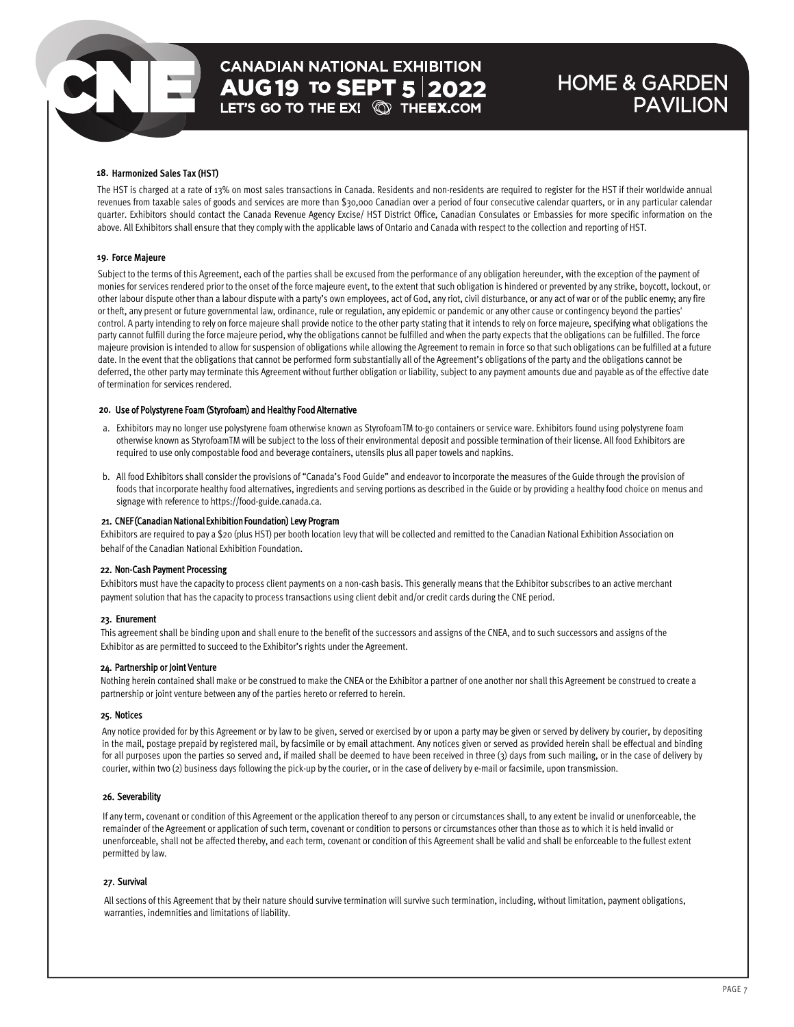## 18. Harmonized Sales Tax (HST)

The HST is charged at a rate of 13% on most sales transactions in Canada. Residents and non-residents are required to register for the HST if their worldwide annual revenues from taxable sales of goods and services are more than $30,000 Canadian over a period of four consecutive calendar quarters, or in any particular calendar quarter. Exhibitors should contact the Canada Revenue Agency Excise/ HST District Office, Canadian Consulates or Embassies for more specific information on the above. All Exhibitors shall ensure that they comply with the applicable laws of Ontario and Canada with respect to the collection and reporting of HST.

## 19. Force Majeure

Subject to the terms of this Agreement, each of the parties shall be excused from the performance of any obligation hereunder, with the exception of the payment of monies for services rendered prior to the onset of the force majeure event, to the extent that such obligation is hindered or prevented by any strike, boycott, lockout, or other labour dispute other than a labour dispute with a party's own employees, act of God, any riot, civil disturbance, or any act of war or of the public enemy; any fire or theft, any present or future governmental law, ordinance, rule or regulation, any epidemic or pandemic or any other cause or contingency beyond the parties' control. A party intending to rely on force majeure shall provide notice to the other party stating that it intends to rely on force majeure, specifying what obligations the party cannot fulfill during the force majeure period, why the obligations cannot be fulfilled and when the party expects that the obligations can be fulfilled. The force majeure provision is intended to allow for suspension of obligations while allowing the Agreement to remain in force so that such obligations can be fulfilled at a future date. In the event that the obligations that cannot be performed form substantially all of the Agreement's obligations of the party and the obligations cannot be deferred, the other party may terminate this Agreement without further obligation or liability, subject to any payment amounts due and payable as of the effective date of termination for services rendered.

## 20. Use of Polystyrene Foam (Styrofoam) and Healthy Food Alternative

a. Exhibitors may no longer use polystyrene foam otherwise known as StyrofoamTM to-go containers or service ware. Exhibitors found using polystyrene foam otherwise known as StyrofoamTM will be subject to the loss of their environmental deposit and possible termination of their license. All food Exhibitors are required to use only compostable food and beverage containers, utensils plus all paper towels and napkins.

b. All food Exhibitors shall consider the provisions of "Canada's Food Guide" and endeavor to incorporate the measures of the Guide through the provision of foods that incorporate healthy food alternatives, ingredients and serving portions as described in the Guide or by providing a healthy food choice on menus and signage with reference to https://food-guide.canada.ca.

## 21. CNEF (Canadian National Exhibition Foundation) Levy Program

Exhibitors are required to pay a $20 (plus HST) per booth location levy that will be collected and remitted to the Canadian National Exhibition Association on behalf of the Canadian National Exhibition Foundation.

## 22. Non-Cash Payment Processing

Exhibitors must have the capacity to process client payments on a non-cash basis. This generally means that the Exhibitor subscribes to an active merchant payment solution that has the capacity to process transactions using client debit and/or credit cards during the CNE period.

## 23. Enurement

This agreement shall be binding upon and shall enure to the benefit of the successors and assigns of the CNEA, and to such successors and assigns of the Exhibitor as are permitted to succeed to the Exhibitor's rights under the Agreement.

## 24. Partnership or Joint Venture

Nothing herein contained shall make or be construed to make the CNEA or the Exhibitor a partner of one another nor shall this Agreement be construed to create a partnership or joint venture between any of the parties hereto or referred to herein.

## 25. Notices

Any notice provided for by this Agreement or by law to be given, served or exercised by or upon a party may be given or served by delivery by courier, by depositing in the mail, postage prepaid by registered mail, by facsimile or by email attachment. Any notices given or served as provided herein shall be effectual and binding for all purposes upon the parties so served and, if mailed shall be deemed to have been received in three (3) days from such mailing, or in the case of delivery by courier, within two (2) business days following the pick-up by the courier, or in the case of delivery by e-mail or facsimile, upon transmission.

## 26. Severability

If any term, covenant or condition of this Agreement or the application thereof to any person or circumstances shall, to any extent be invalid or unenforceable, the remainder of the Agreement or application of such term, covenant or condition to persons or circumstances other than those as to which it is held invalid or unenforceable, shall not be affected thereby, and each term, covenant or condition of this Agreement shall be valid and shall be enforceable to the fullest extent permitted by law.

## 27. Survival

All sections of this Agreement that by their nature should survive termination will survive such termination, including, without limitation, payment obligations, warranties, indemnities and limitations of liability.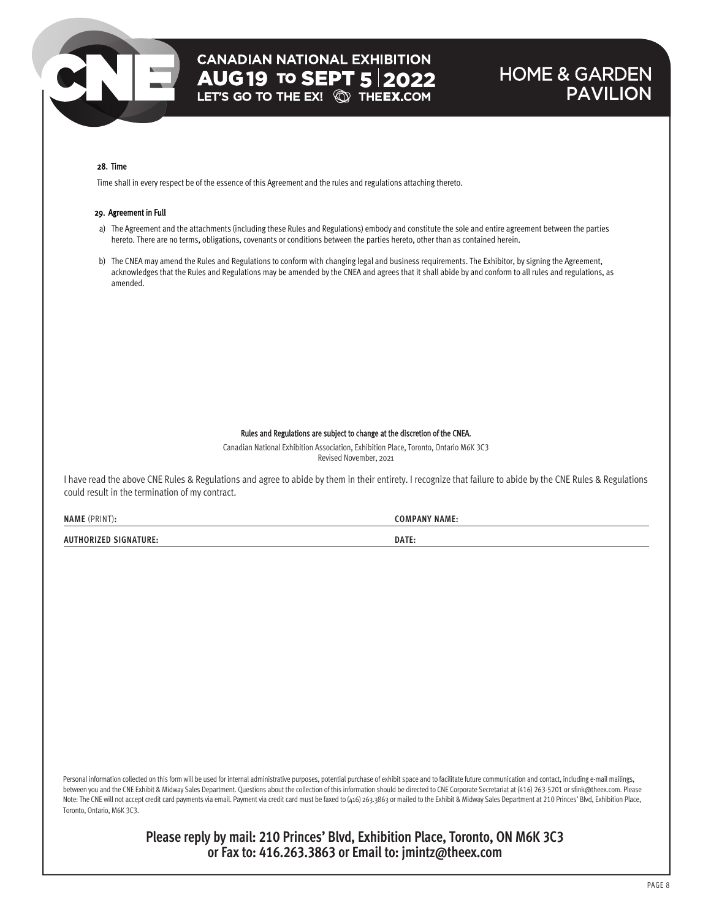### 28. Time

Time shall in every respect be of the essence of this Agreement and the rules and regulations attaching thereto.

### 29. Agreement in Full

a) The Agreement and the attachments (including these Rules and Regulations) embody and constitute the sole and entire agreement between the parties hereto. There are no terms, obligations, covenants or conditions between the parties hereto, other than as contained herein.

b) The CNEA may amend the Rules and Regulations to conform with changing legal and business requirements. The Exhibitor, by signing the Agreement, acknowledges that the Rules and Regulations may be amended by the CNEA and agrees that it shall abide by and conform to all rules and regulations, as amended.

**Rules and Regulations are subject to change at the discretion of the CNEA.**

Canadian National Exhibition Association, Exhibition Place, Toronto, Ontario M6K 3C3
Revised November, 2021

I have read the above CNE Rules & Regulations and agree to abide by them in their entirety. I recognize that failure to abide by the CNE Rules & Regulations could result in the termination of my contract.

**NAME** (PRINT): ______________________ **COMPANY NAME:** ______________________

**AUTHORIZED SIGNATURE:** ______________________ **DATE:** ______________________

Personal information collected on this form will be used for internal administrative purposes, potential purchase of exhibit space and to facilitate future communication and contact, including e-mail mailings, between you and the CNE Exhibit & Midway Sales Department. Questions about the collection of this information should be directed to CNE Corporate Secretariat at (416) 263-5201 or sfink@theex.com. Please Note: The CNE will not accept credit card payments via email. Payment via credit card must be faxed to (416) 263.3863 or mailed to the Exhibit & Midway Sales Department at 210 Princes' Blvd, Exhibition Place, Toronto, Ontario, M6K 3C3.

**Please reply by mail: 210 Princes' Blvd, Exhibition Place, Toronto, ON M6K 3C3 or Fax to: 416.263.3863 or Email to: jmintz@theex.com**